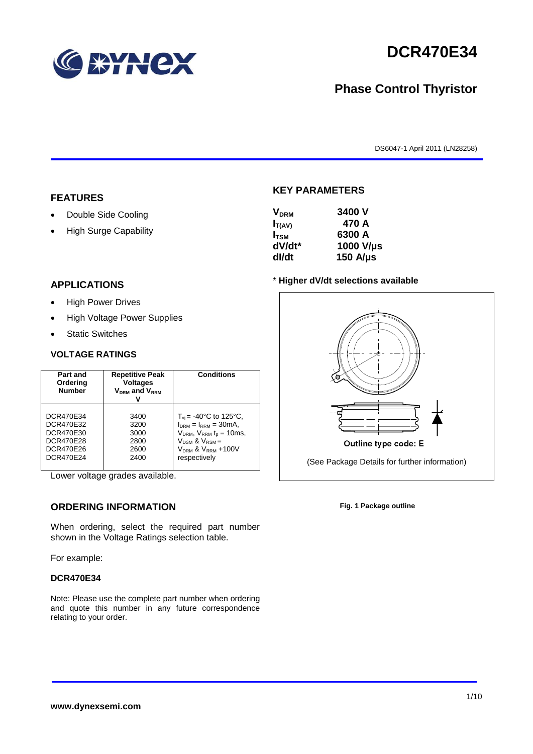# DCR470E34

## Phase Control Thyristor

DS6047-1 April 2011 (LN28258)

## FEATURES

- Double Side Cooling
- High Surge Capability

## APPLICATIONS

- High Power Drives
- High Voltage Power Supplies
- Static Switches

## VOLTAGE RATINGS

| Part and Ordering Number | Repetitive Peak Voltages $V_{DRM}$ and $V_{RRM}$ V | Conditions |
|---|---|---|
| DCR470E34<br>DCR470E32<br>DCR470E30<br>DCR470E28<br>DCR470E26<br>DCR470E24 | 3400<br>3200<br>3000<br>2800<br>2600<br>2400 | $T_{vj}$ = -40°C to 125°C, $I_{DRM}$ = $I_{RRM}$ = 30mA, $V_{DRM}$, $V_{RRM}$ $t_p$ = 10ms, $V_{DSM}$ & $V_{RSM}$ = $V_{DRM}$ & $V_{RRM}$ +100V respectively |

Lower voltage grades available.

## ORDERING INFORMATION

When ordering, select the required part number shown in the Voltage Ratings selection table.

For example:

**DCR470E34**

Note: Please use the complete part number when ordering and quote this number in any future correspondence relating to your order.

## KEY PARAMETERS

| | |
|---|---|
| $V_{DRM}$ | 3400 V |
| $I_{T(AV)}$ | 470 A |
| $I_{TSM}$ | 6300 A |
| dV/dt* | 1000 V/µs |
| dI/dt | 150 A/µs |

\* **Higher dV/dt selections available**

Outline type code: E

(See Package Details for further information)

**Fig. 1 Package outline**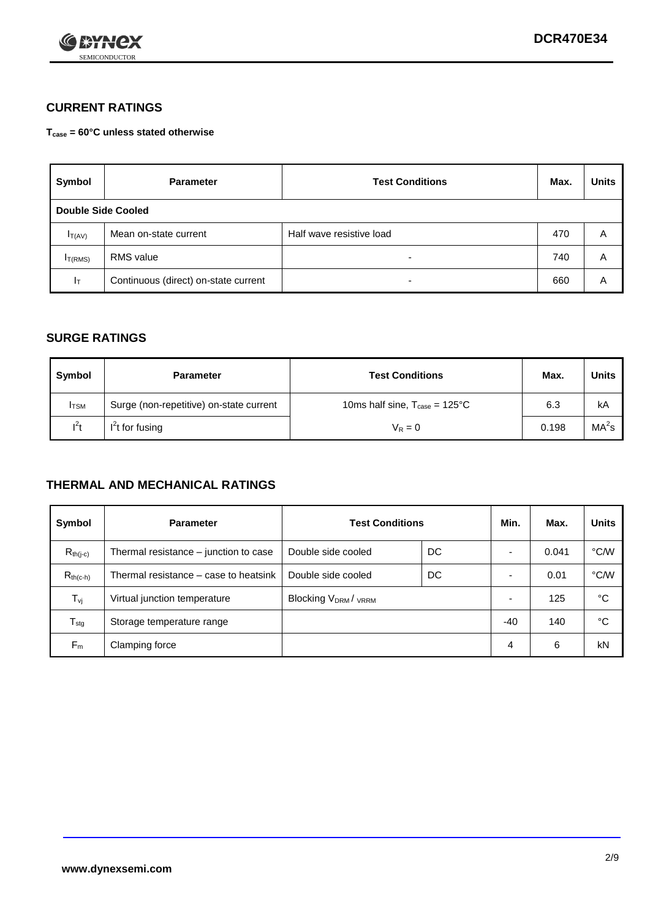## CURRENT RATINGS

**$T_{case}$ = 60°C unless stated otherwise**

| Symbol | Parameter | Test Conditions | Max. | Units |
|---|---|---|---|---|
| **Double Side Cooled** | | | | |
| $I_{T(AV)}$ | Mean on-state current | Half wave resistive load | 470 | A |
| $I_{T(RMS)}$ | RMS value | - | 740 | A |
| $I_T$ | Continuous (direct) on-state current | - | 660 | A |

## SURGE RATINGS

| Symbol | Parameter | Test Conditions | Max. | Units |
|---|---|---|---|---|
| $I_{TSM}$ | Surge (non-repetitive) on-state current | 10ms half sine, $T_{case}$ = 125°C | 6.3 | kA |
| $I^2t$ | $I^2t$ for fusing | $V_R = 0$ | 0.198 | $MA^2s$ |

## THERMAL AND MECHANICAL RATINGS

| Symbol | Parameter | Test Conditions | | Min. | Max. | Units |
|---|---|---|---|---|---|---|
| $R_{th(j-c)}$ | Thermal resistance – junction to case | Double side cooled | DC | - | 0.041 | °C/W |
| $R_{th(c-h)}$ | Thermal resistance – case to heatsink | Double side cooled | DC | - | 0.01 | °C/W |
| $T_{vj}$ | Virtual junction temperature | Blocking $V_{DRM}$ / $V_{RRM}$ | | - | 125 | °C |
| $T_{stg}$ | Storage temperature range | | | -40 | 140 | °C |
| $F_m$ | Clamping force | | | 4 | 6 | kN |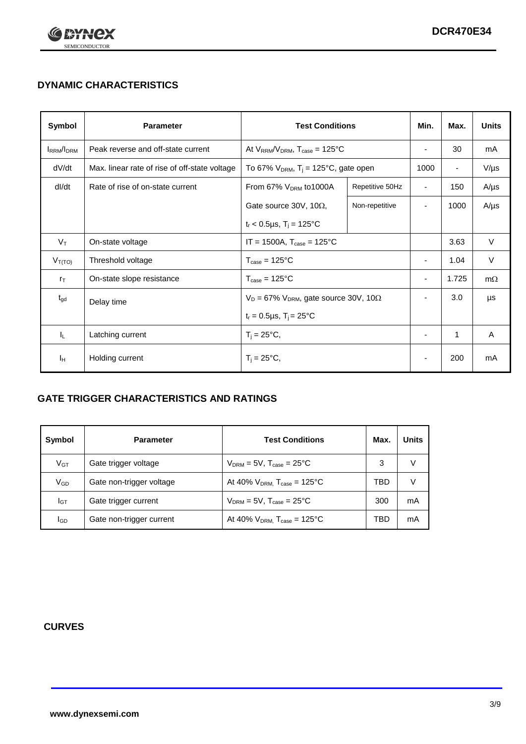## DYNAMIC CHARACTERISTICS

| Symbol | Parameter | Test Conditions | | Min. | Max. | Units |
|---|---|---|---|---|---|---|
| $I_{RRM}/I_{DRM}$ | Peak reverse and off-state current | At $V_{RRM}/V_{DRM}$, $T_{case}$ = 125°C | | - | 30 | mA |
| dV/dt | Max. linear rate of rise of off-state voltage | To 67% $V_{DRM}$, $T_j$ = 125°C, gate open | | 1000 | - | V/µs |
| dI/dt | Rate of rise of on-state current | From 67% $V_{DRM}$ to1000A | Repetitive 50Hz | - | 150 | A/µs |
| | | Gate source 30V, 10Ω, | Non-repetitive | - | 1000 | A/µs |
| | | $t_r$ < 0.5µs, $T_j$ = 125°C | | | | |
| $V_T$ | On-state voltage | IT = 1500A, $T_{case}$ = 125°C | | | 3.63 | V |
| $V_{T(TO)}$ | Threshold voltage | $T_{case}$ = 125°C | | - | 1.04 | V |
| $r_T$ | On-state slope resistance | $T_{case}$ = 125°C | | - | 1.725 | mΩ |
| $t_{gd}$ | Delay time | $V_D$ = 67% $V_{DRM}$, gate source 30V, 10Ω | | - | 3.0 | µs |
| | | $t_r$ = 0.5µs, $T_j$ = 25°C | | | | |
| $I_L$ | Latching current | $T_j$ = 25°C, | | - | 1 | A |
| $I_H$ | Holding current | $T_j$ = 25°C, | | - | 200 | mA |

## GATE TRIGGER CHARACTERISTICS AND RATINGS

| Symbol | Parameter | Test Conditions | Max. | Units |
|---|---|---|---|---|
| $V_{GT}$ | Gate trigger voltage | $V_{DRM}$ = 5V, $T_{case}$ = 25°C | 3 | V |
| $V_{GD}$ | Gate non-trigger voltage | At 40% $V_{DRM}$, $T_{case}$ = 125°C | TBD | V |
| $I_{GT}$ | Gate trigger current | $V_{DRM}$ = 5V, $T_{case}$ = 25°C | 300 | mA |
| $I_{GD}$ | Gate non-trigger current | At 40% $V_{DRM}$, $T_{case}$ = 125°C | TBD | mA |

## CURVES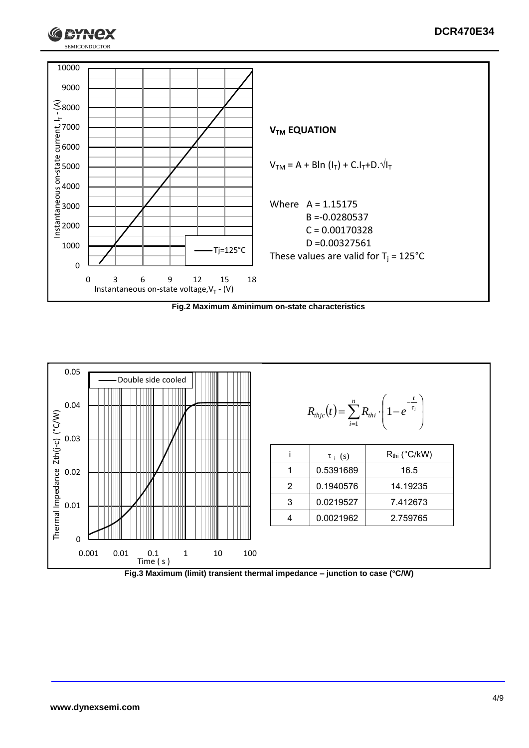**$V_{TM}$ EQUATION**

$V_{TM} = A + B\ln(I_T) + C.I_T + D.\sqrt{I_T}$

Where A = 1.15175

B = -0.0280537

C = 0.00170328

D = 0.00327561

These values are valid for $T_j$ = 125°C

**Fig.2 Maximum &minimum on-state characteristics**

$$R_{thjc}(t) = \sum_{i=1}^{n} R_{thi} \cdot \left(1 - e^{-\frac{t}{\tau_i}}\right)$$

| i | $\tau_i$ (s) | $R_{thi}$ (°C/kW) |
|---|---|---|
| 1 | 0.5391689 | 16.5 |
| 2 | 0.1940576 | 14.19235 |
| 3 | 0.0219527 | 7.412673 |
| 4 | 0.0021962 | 2.759765 |

**Fig.3 Maximum (limit) transient thermal impedance – junction to case (°C/W)**

www.dynexsemi.com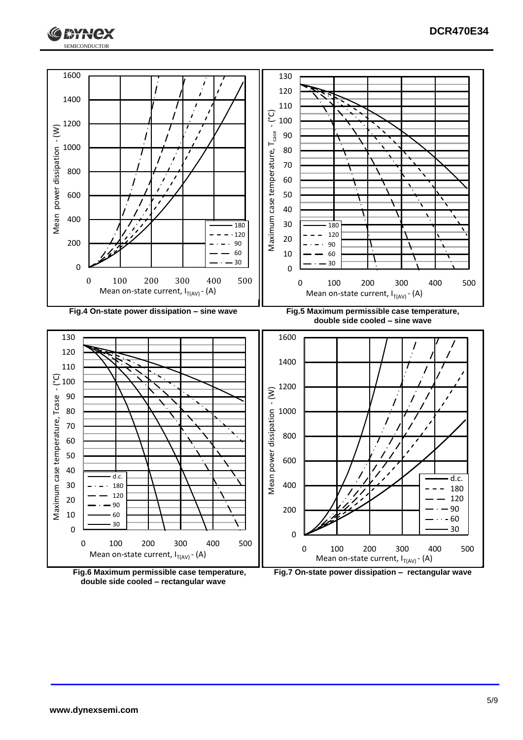Fig.4 On-state power dissipation – sine wave

Fig.5 Maximum permissible case temperature, double side cooled – sine wave

Fig.6 Maximum permissible case temperature, double side cooled – rectangular wave

Fig.7 On-state power dissipation – rectangular wave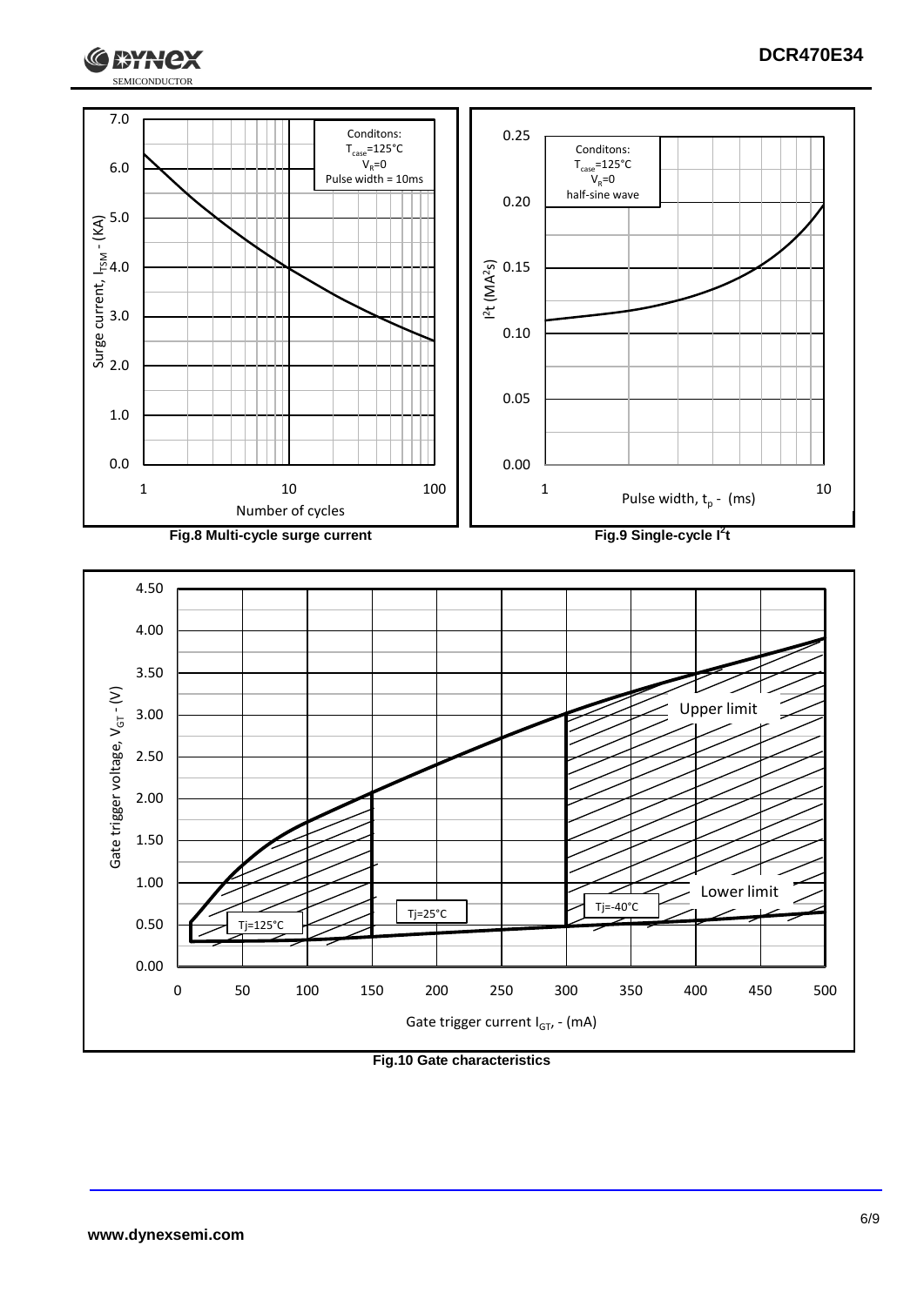Conditons:
$T_{case}$=125°C
$V_R$=0
Pulse width = 10ms

Surge current, $I_{TSM}$ - (KA)

Number of cycles

**Fig.8 Multi-cycle surge current**

Conditons:
$T_{case}$=125°C
$V_R$=0
half-sine wave

$I^2t$ ($MA^2s$)

Pulse width, $t_p$ - (ms)

**Fig.9 Single-cycle $I^2t$**

Upper limit

Lower limit

Tj=125°C

Tj=25°C

Tj=-40°C

Gate trigger voltage, $V_{GT}$ - (V)

Gate trigger current $I_{GT}$, - (mA)

**Fig.10 Gate characteristics**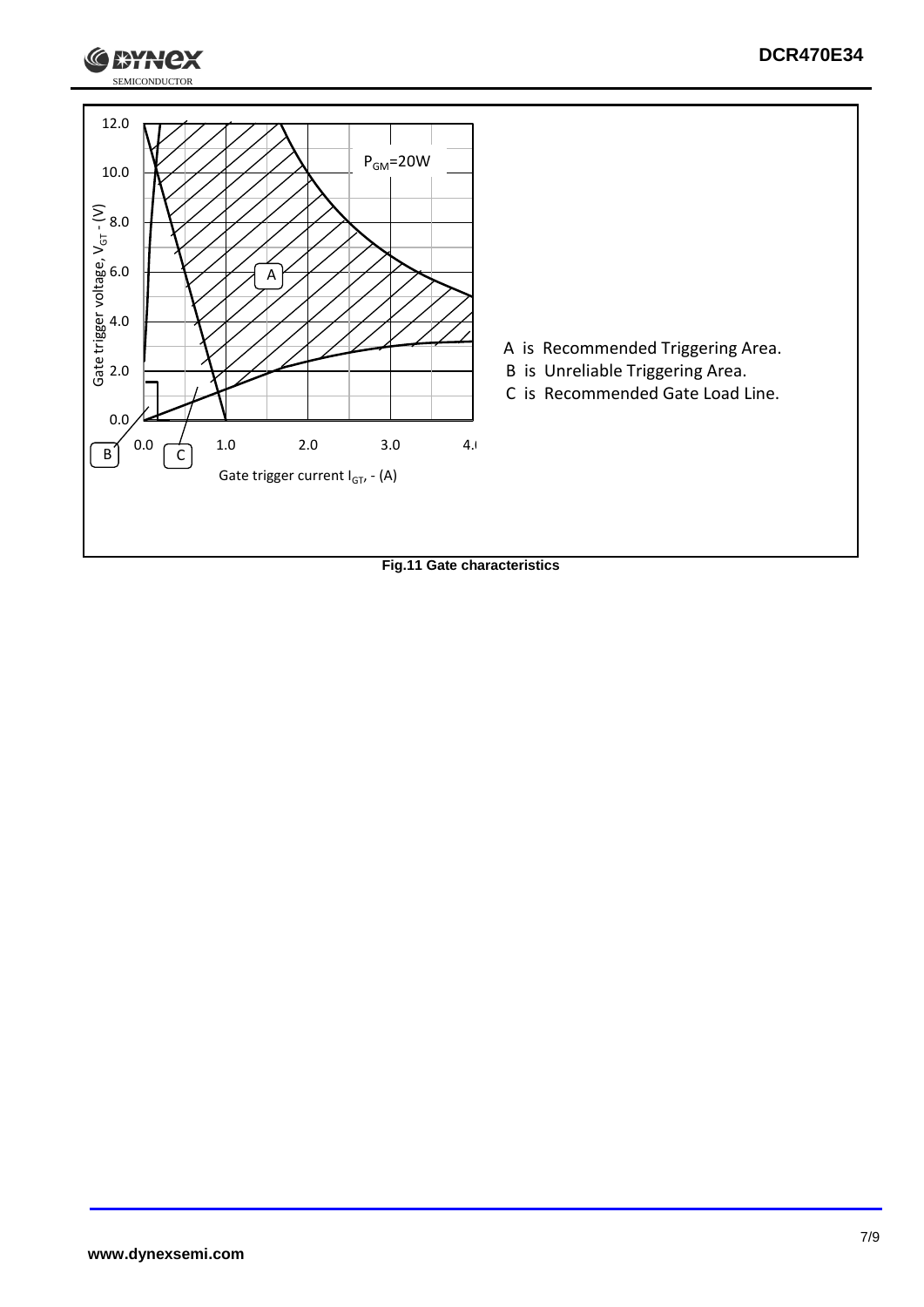Gate trigger voltage, $V_{GT}$ - (V)

$P_{GM}$=20W

Gate trigger current $I_{GT}$, - (A)

A is Recommended Triggering Area.

B is Unreliable Triggering Area.

C is Recommended Gate Load Line.

**Fig.11 Gate characteristics**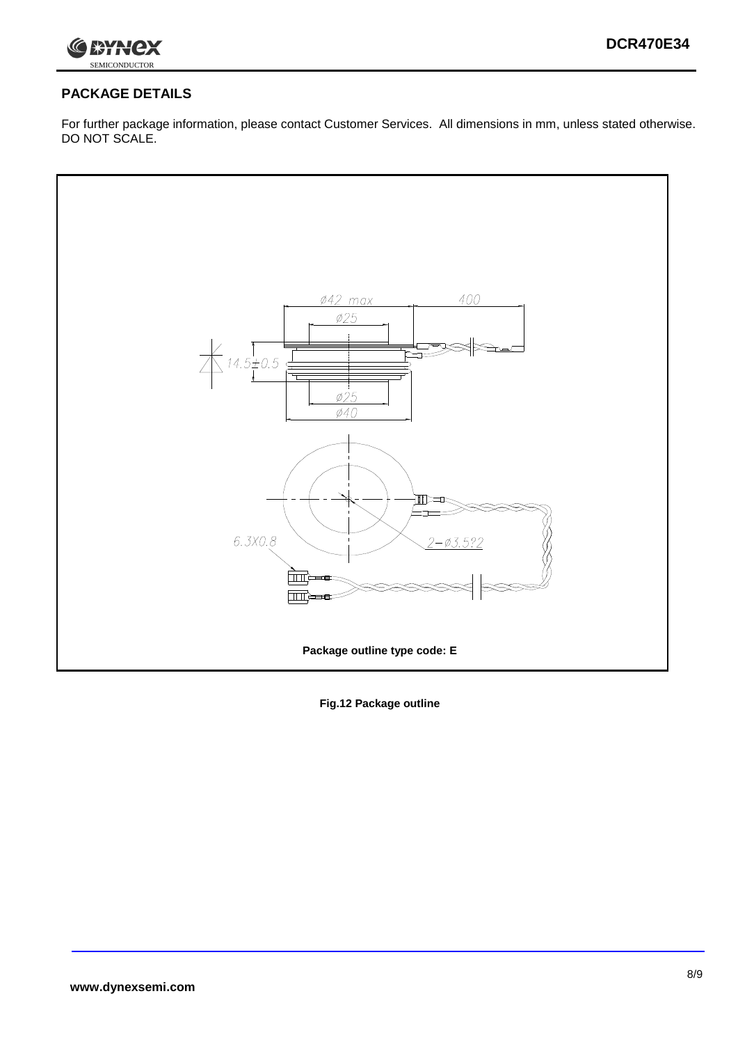## PACKAGE DETAILS

For further package information, please contact Customer Services. All dimensions in mm, unless stated otherwise. DO NOT SCALE.

Package outline type code: E

**Fig.12 Package outline**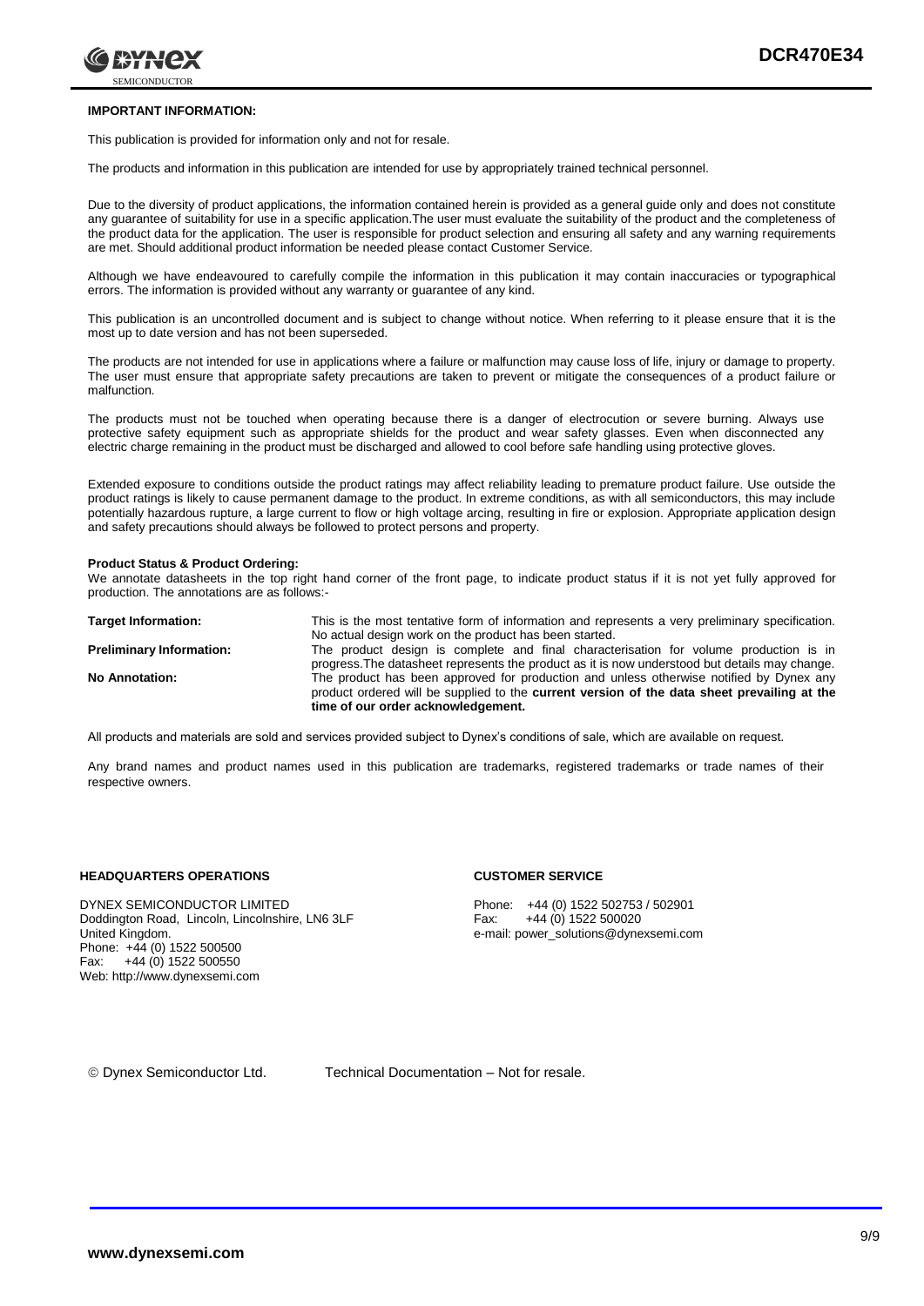**IMPORTANT INFORMATION:**

This publication is provided for information only and not for resale.

The products and information in this publication are intended for use by appropriately trained technical personnel.

Due to the diversity of product applications, the information contained herein is provided as a general guide only and does not constitute any guarantee of suitability for use in a specific application.The user must evaluate the suitability of the product and the completeness of the product data for the application. The user is responsible for product selection and ensuring all safety and any warning requirements are met. Should additional product information be needed please contact Customer Service.

Although we have endeavoured to carefully compile the information in this publication it may contain inaccuracies or typographical errors. The information is provided without any warranty or guarantee of any kind.

This publication is an uncontrolled document and is subject to change without notice. When referring to it please ensure that it is the most up to date version and has not been superseded.

The products are not intended for use in applications where a failure or malfunction may cause loss of life, injury or damage to property. The user must ensure that appropriate safety precautions are taken to prevent or mitigate the consequences of a product failure or malfunction.

The products must not be touched when operating because there is a danger of electrocution or severe burning. Always use protective safety equipment such as appropriate shields for the product and wear safety glasses. Even when disconnected any electric charge remaining in the product must be discharged and allowed to cool before safe handling using protective gloves.

Extended exposure to conditions outside the product ratings may affect reliability leading to premature product failure. Use outside the product ratings is likely to cause permanent damage to the product. In extreme conditions, as with all semiconductors, this may include potentially hazardous rupture, a large current to flow or high voltage arcing, resulting in fire or explosion. Appropriate application design and safety precautions should always be followed to protect persons and property.

**Product Status & Product Ordering:**

We annotate datasheets in the top right hand corner of the front page, to indicate product status if it is not yet fully approved for production. The annotations are as follows:-

| | |
|---|---|
| **Target Information:** | This is the most tentative form of information and represents a very preliminary specification. No actual design work on the product has been started. |
| **Preliminary Information:** | The product design is complete and final characterisation for volume production is in progress.The datasheet represents the product as it is now understood but details may change. |
| **No Annotation:** | The product has been approved for production and unless otherwise notified by Dynex any product ordered will be supplied to the **current version of the data sheet prevailing at the time of our order acknowledgement.** |

All products and materials are sold and services provided subject to Dynex's conditions of sale, which are available on request.

Any brand names and product names used in this publication are trademarks, registered trademarks or trade names of their respective owners.

**HEADQUARTERS OPERATIONS**

DYNEX SEMICONDUCTOR LIMITED
Doddington Road, Lincoln, Lincolnshire, LN6 3LF
United Kingdom.
Phone: +44 (0) 1522 500500
Fax: +44 (0) 1522 500550
Web: http://www.dynexsemi.com

**CUSTOMER SERVICE**

Phone: +44 (0) 1522 502753 / 502901
Fax: +44 (0) 1522 500020
e-mail: power_solutions@dynexsemi.com

© Dynex Semiconductor Ltd. Technical Documentation – Not for resale.